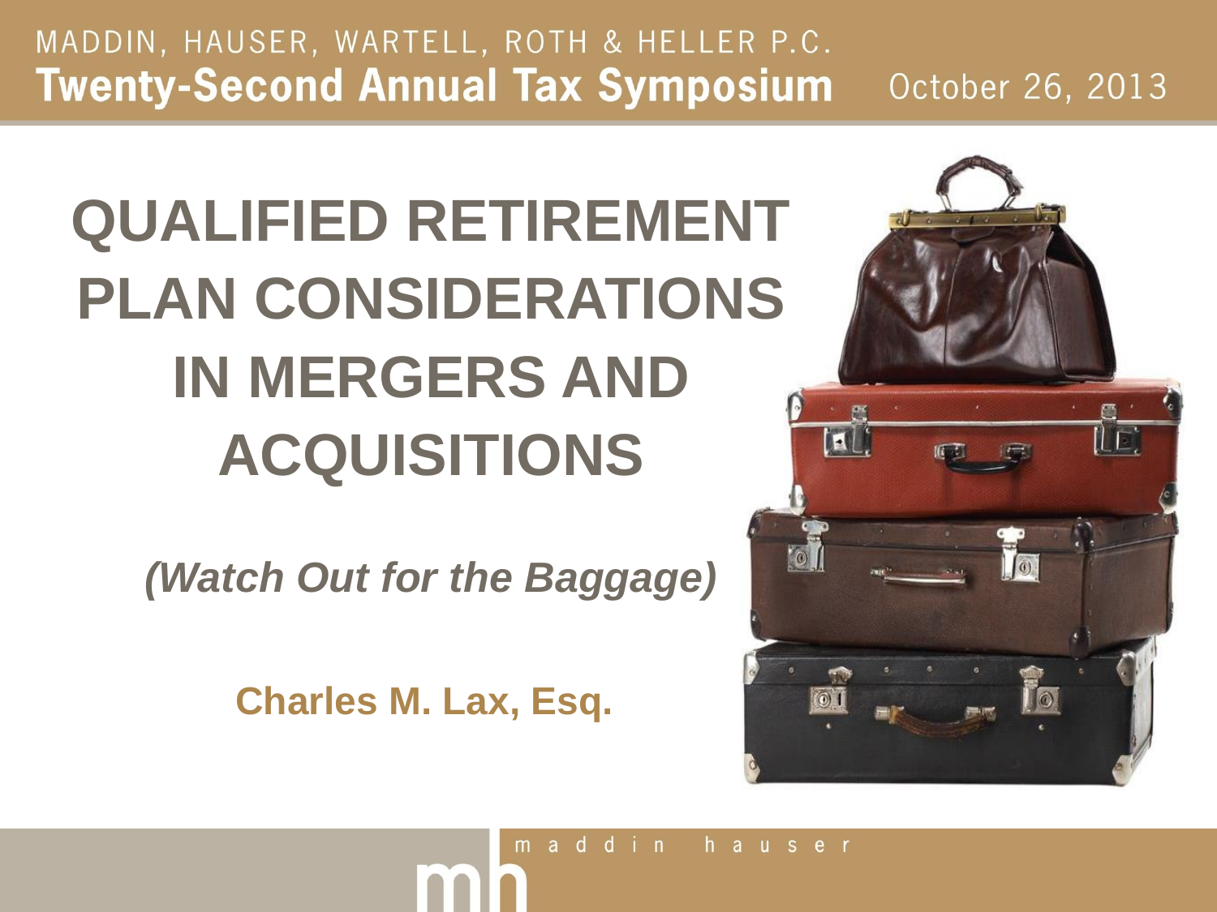MADDIN, HAUSER, WARTELL, ROTH & HELLER P.C.

**Twenty-Second Annual Tax Symposium** October 26, 2013

# QUALIFIED RETIREMENT PLAN CONSIDERATIONS IN MERGERS AND ACQUISITIONS

***(Watch Out for the Baggage)***

**Charles M. Lax, Esq.**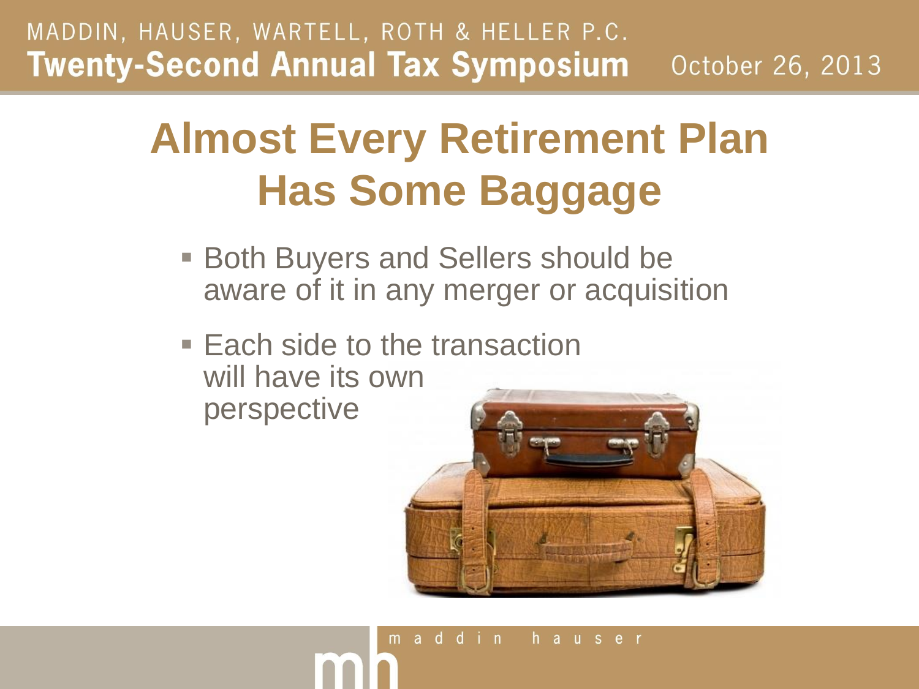# Almost Every Retirement Plan Has Some Baggage

- Both Buyers and Sellers should be aware of it in any merger or acquisition
- Each side to the transaction will have its own perspective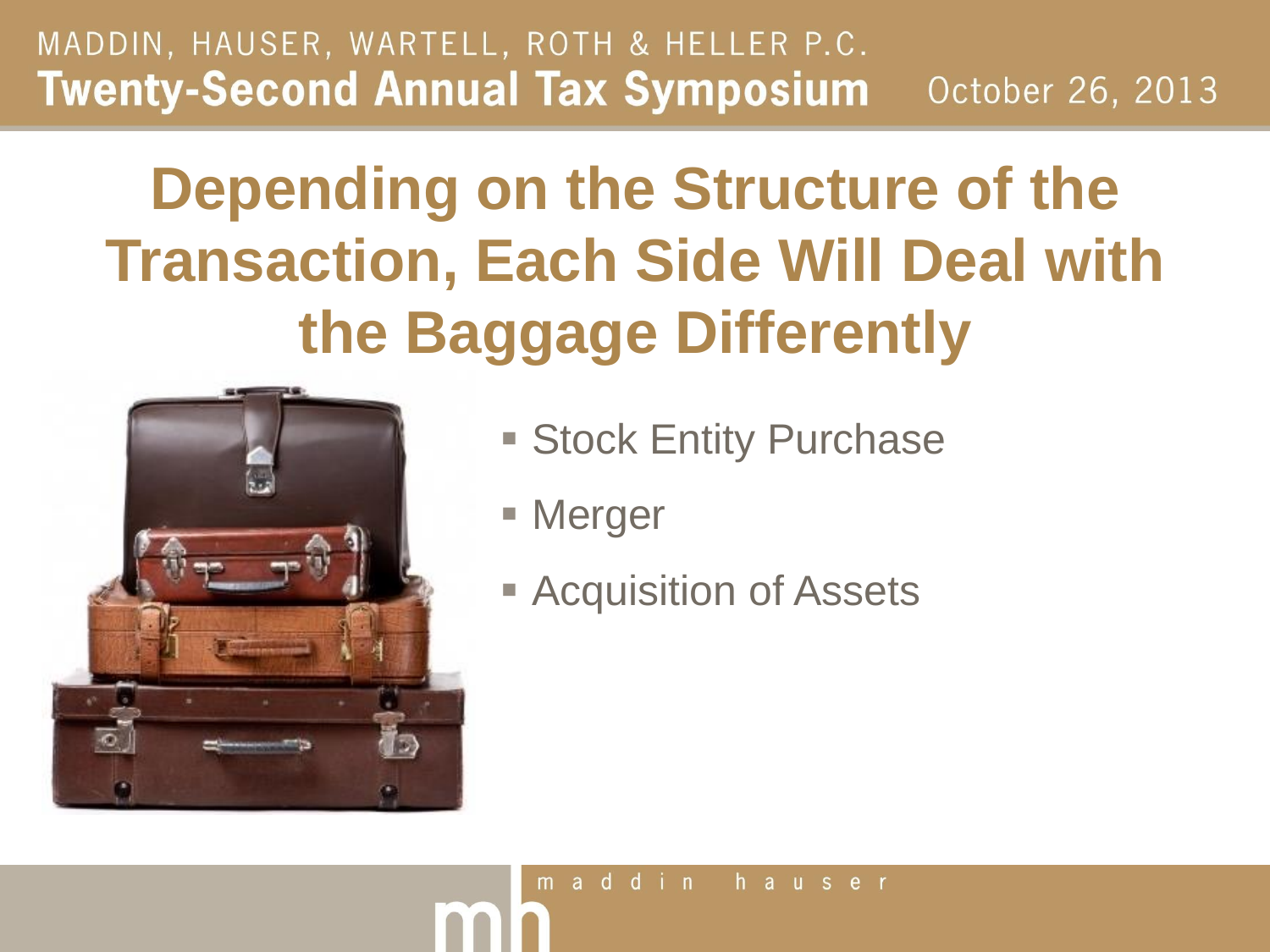# Depending on the Structure of the Transaction, Each Side Will Deal with the Baggage Differently

- Stock Entity Purchase
- Merger
- Acquisition of Assets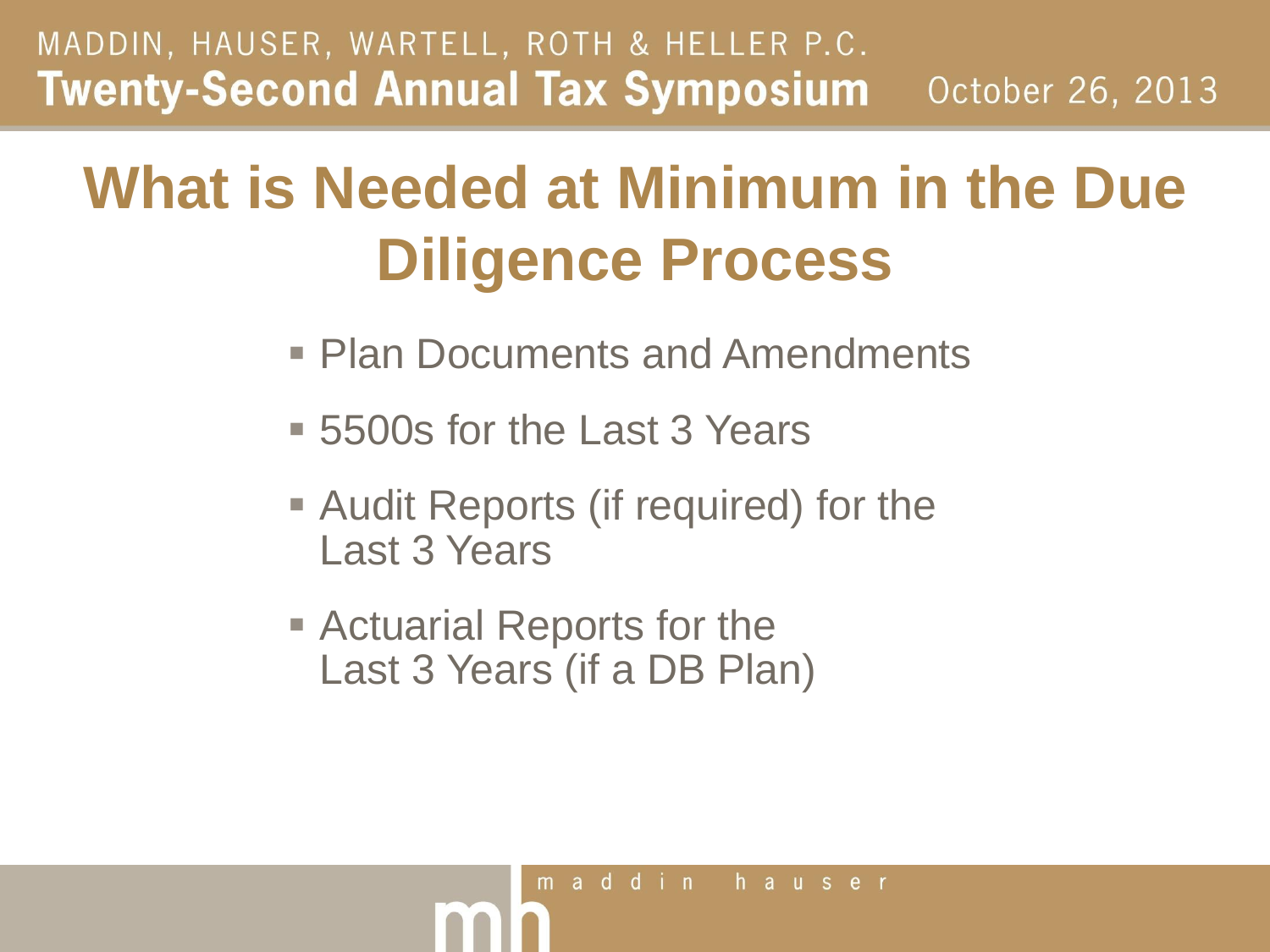# What is Needed at Minimum in the Due Diligence Process

- Plan Documents and Amendments
- 5500s for the Last 3 Years
- Audit Reports (if required) for the Last 3 Years
- Actuarial Reports for the Last 3 Years (if a DB Plan)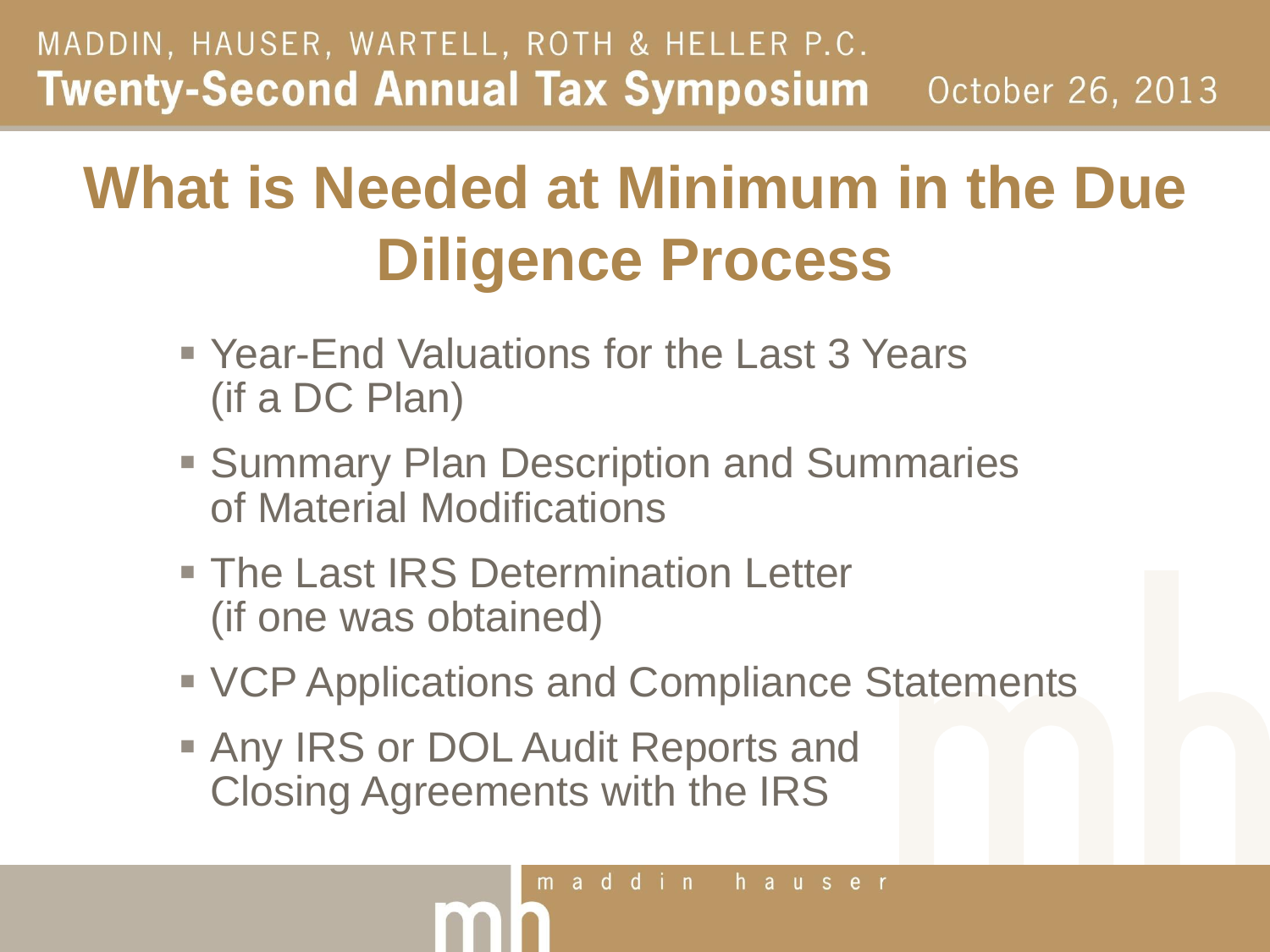# What is Needed at Minimum in the Due Diligence Process

- Year-End Valuations for the Last 3 Years (if a DC Plan)
- Summary Plan Description and Summaries of Material Modifications
- The Last IRS Determination Letter (if one was obtained)
- VCP Applications and Compliance Statements
- Any IRS or DOL Audit Reports and Closing Agreements with the IRS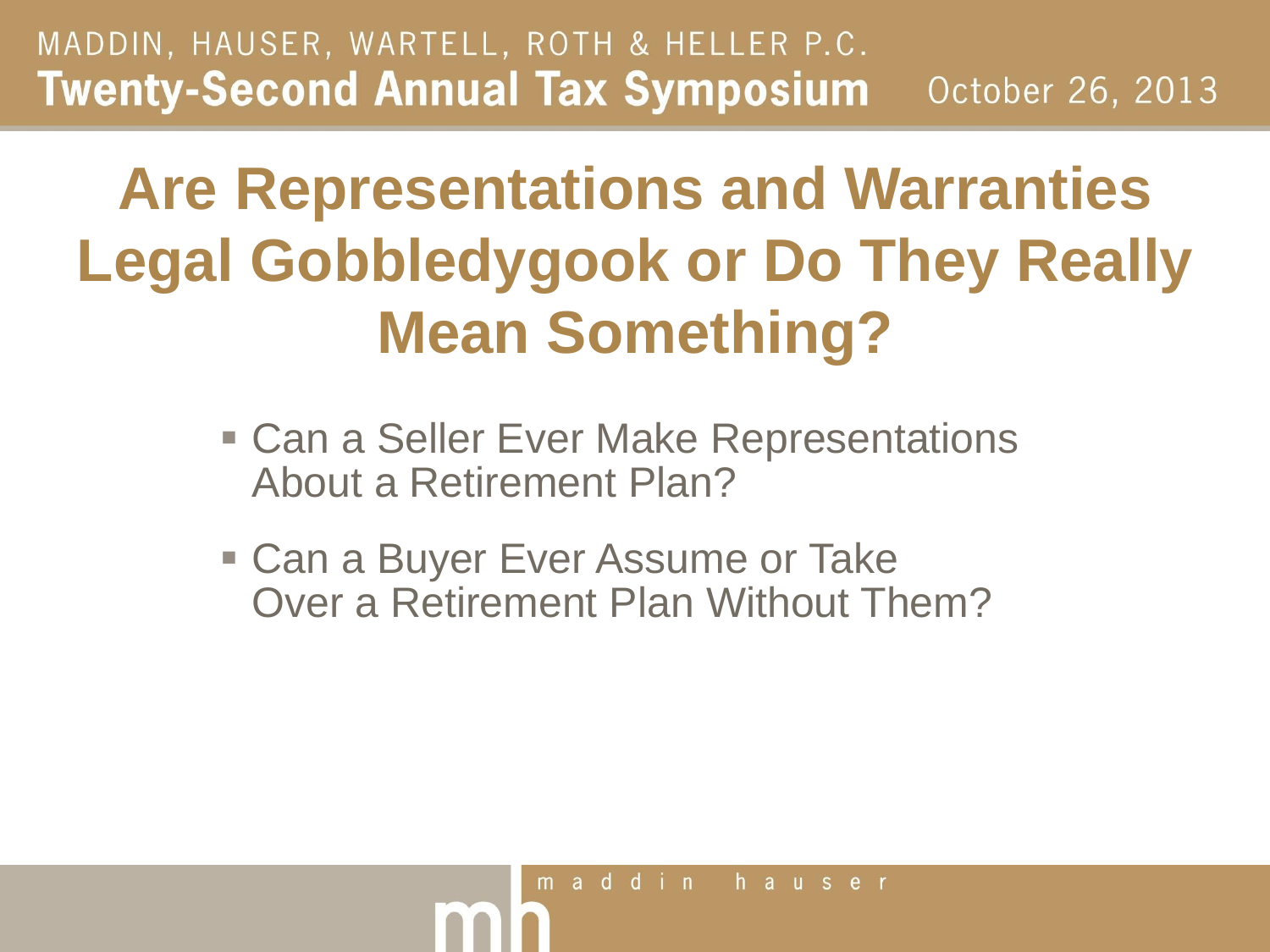# Are Representations and Warranties Legal Gobbledygook or Do They Really Mean Something?

- Can a Seller Ever Make Representations About a Retirement Plan?
- Can a Buyer Ever Assume or Take Over a Retirement Plan Without Them?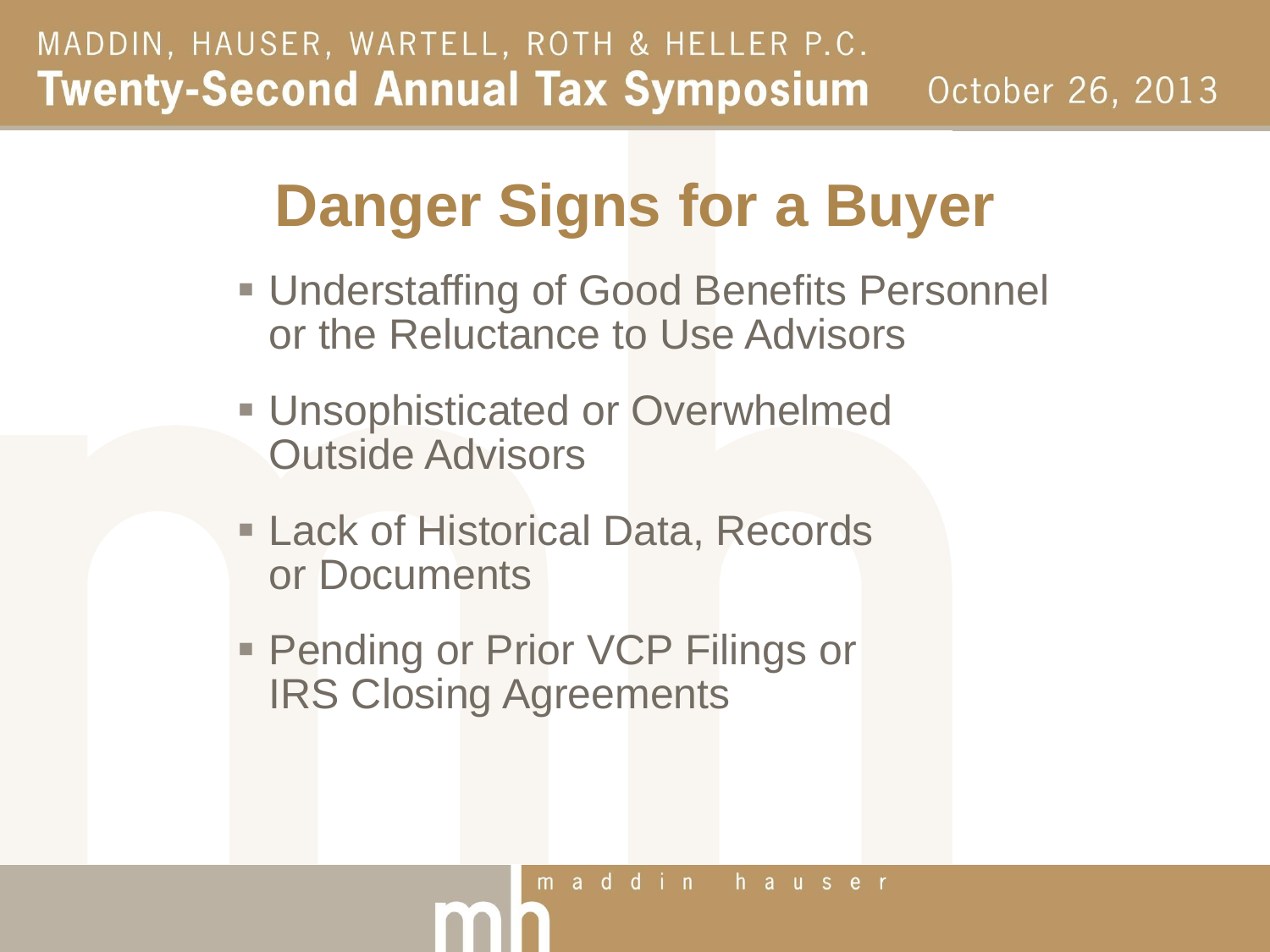# Danger Signs for a Buyer

- Understaffing of Good Benefits Personnel or the Reluctance to Use Advisors
- Unsophisticated or Overwhelmed Outside Advisors
- Lack of Historical Data, Records or Documents
- Pending or Prior VCP Filings or IRS Closing Agreements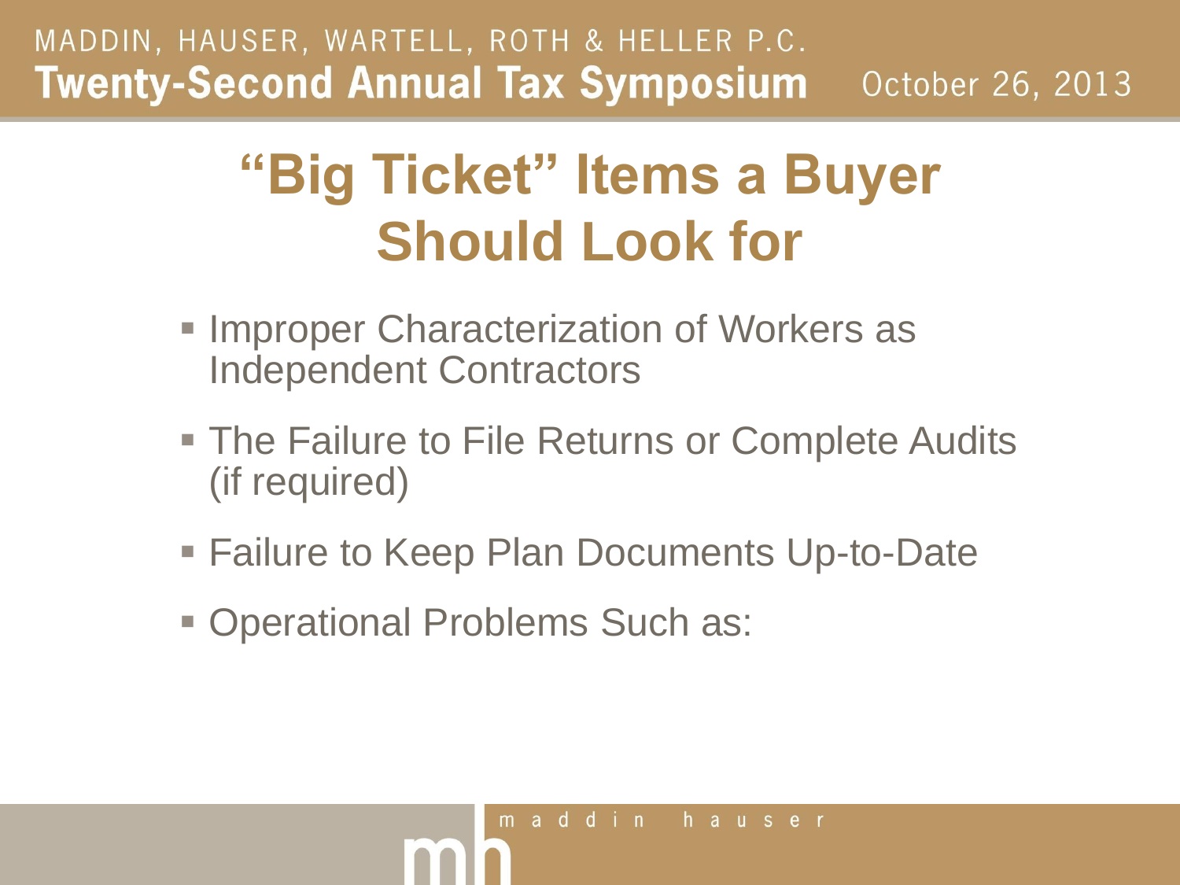# "Big Ticket" Items a Buyer Should Look for

- Improper Characterization of Workers as Independent Contractors
- The Failure to File Returns or Complete Audits (if required)
- Failure to Keep Plan Documents Up-to-Date
- Operational Problems Such as: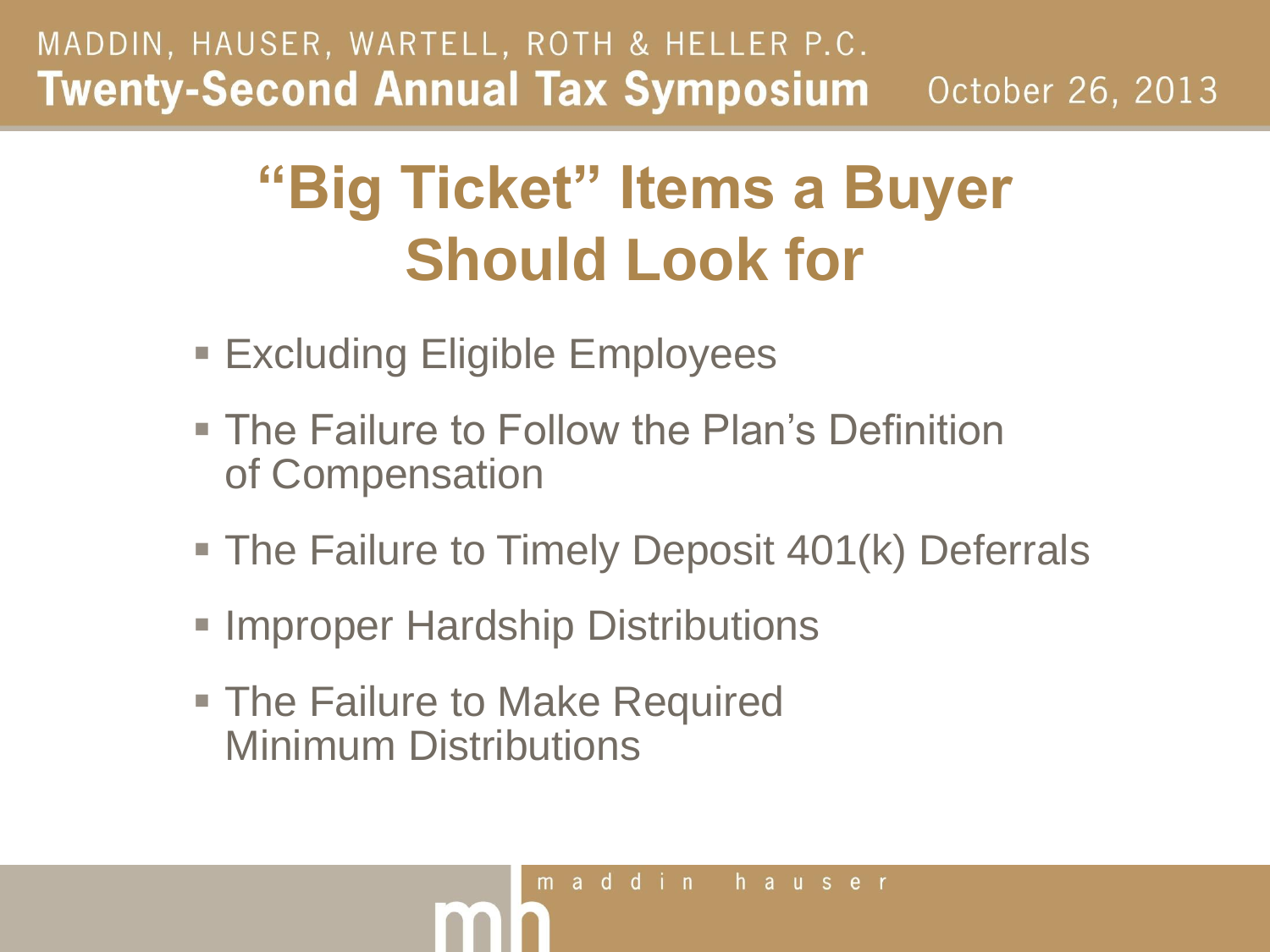# "Big Ticket" Items a Buyer Should Look for

- Excluding Eligible Employees
- The Failure to Follow the Plan's Definition of Compensation
- The Failure to Timely Deposit 401(k) Deferrals
- Improper Hardship Distributions
- The Failure to Make Required Minimum Distributions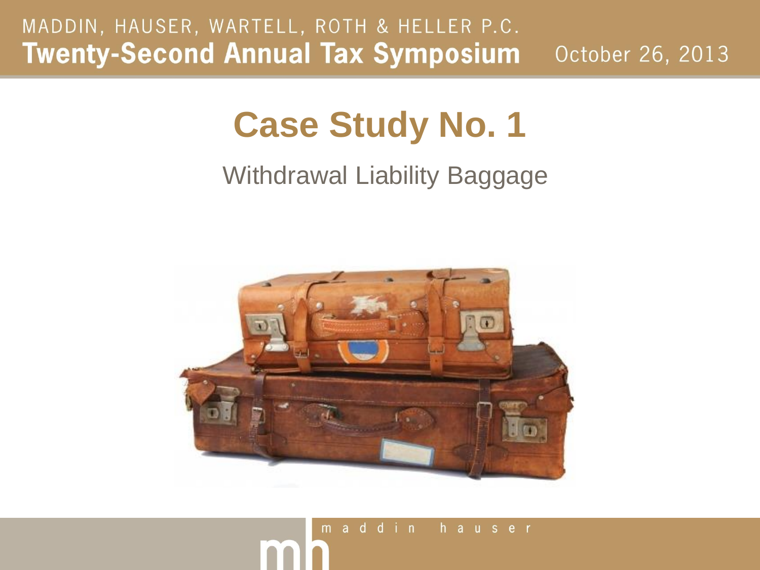# Case Study No. 1

Withdrawal Liability Baggage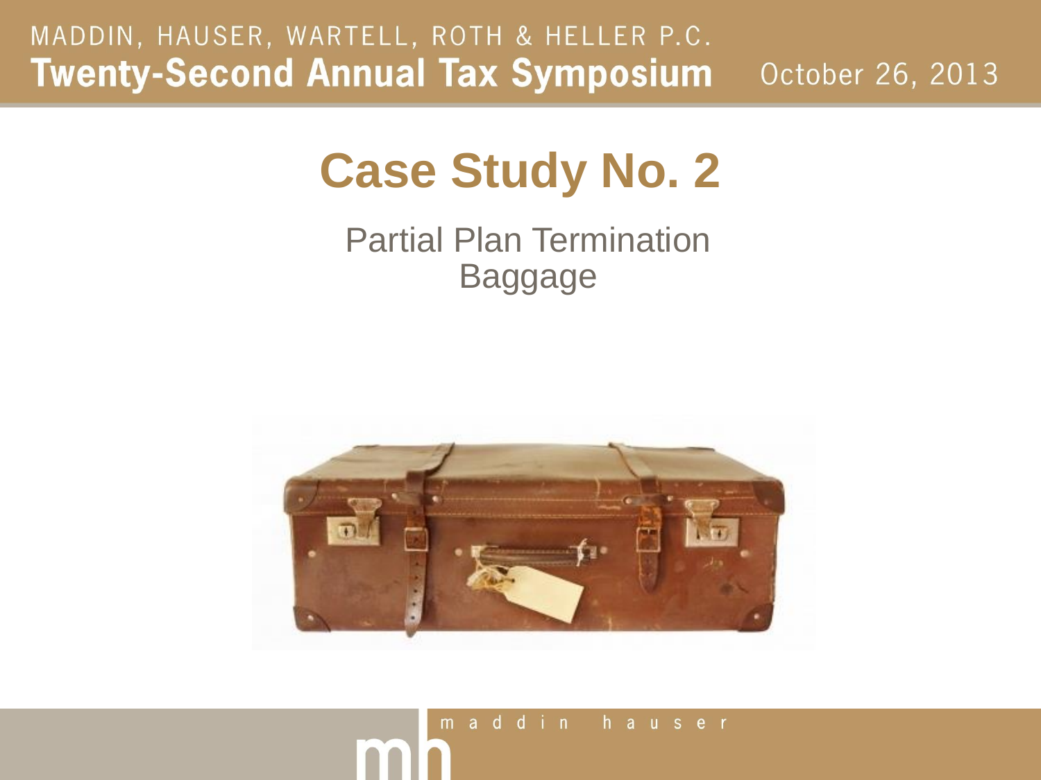# Case Study No. 2

Partial Plan Termination
Baggage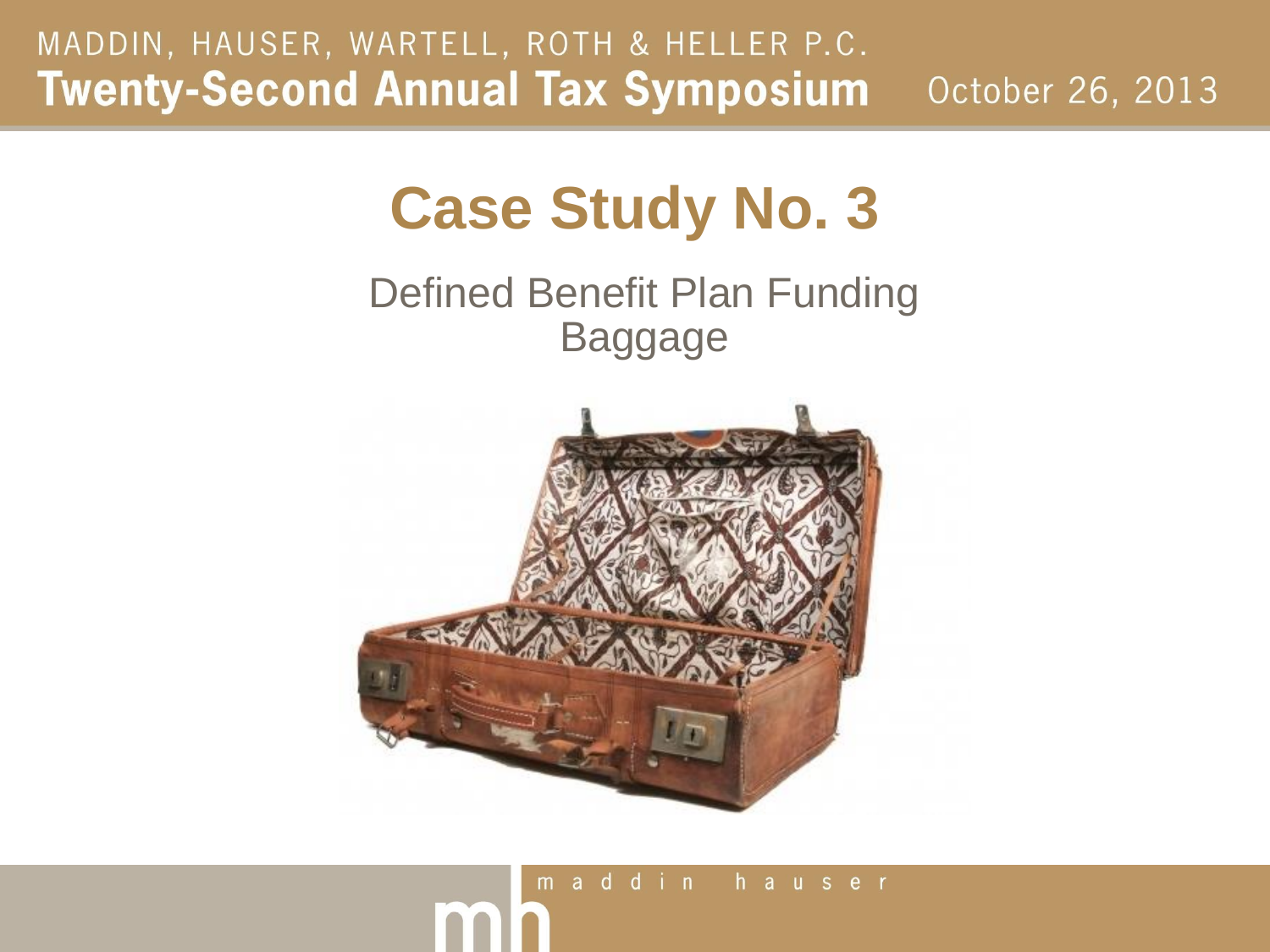# Case Study No. 3

Defined Benefit Plan Funding Baggage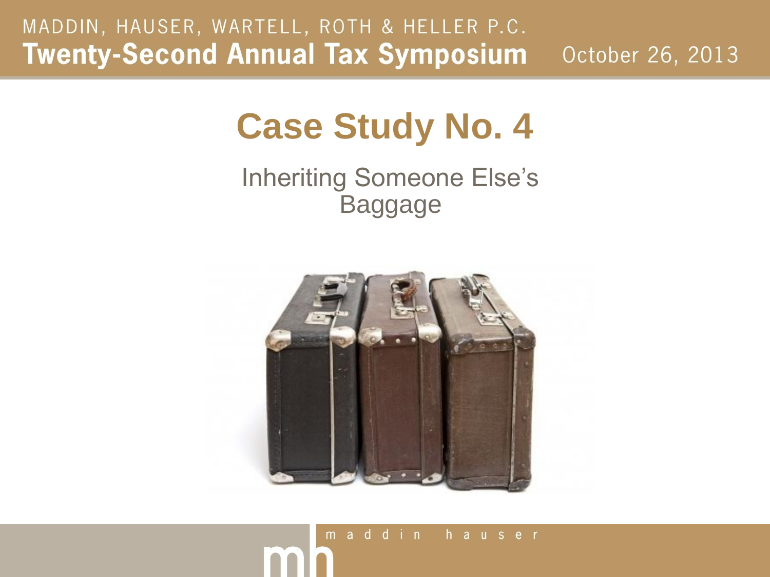# Case Study No. 4

Inheriting Someone Else's Baggage